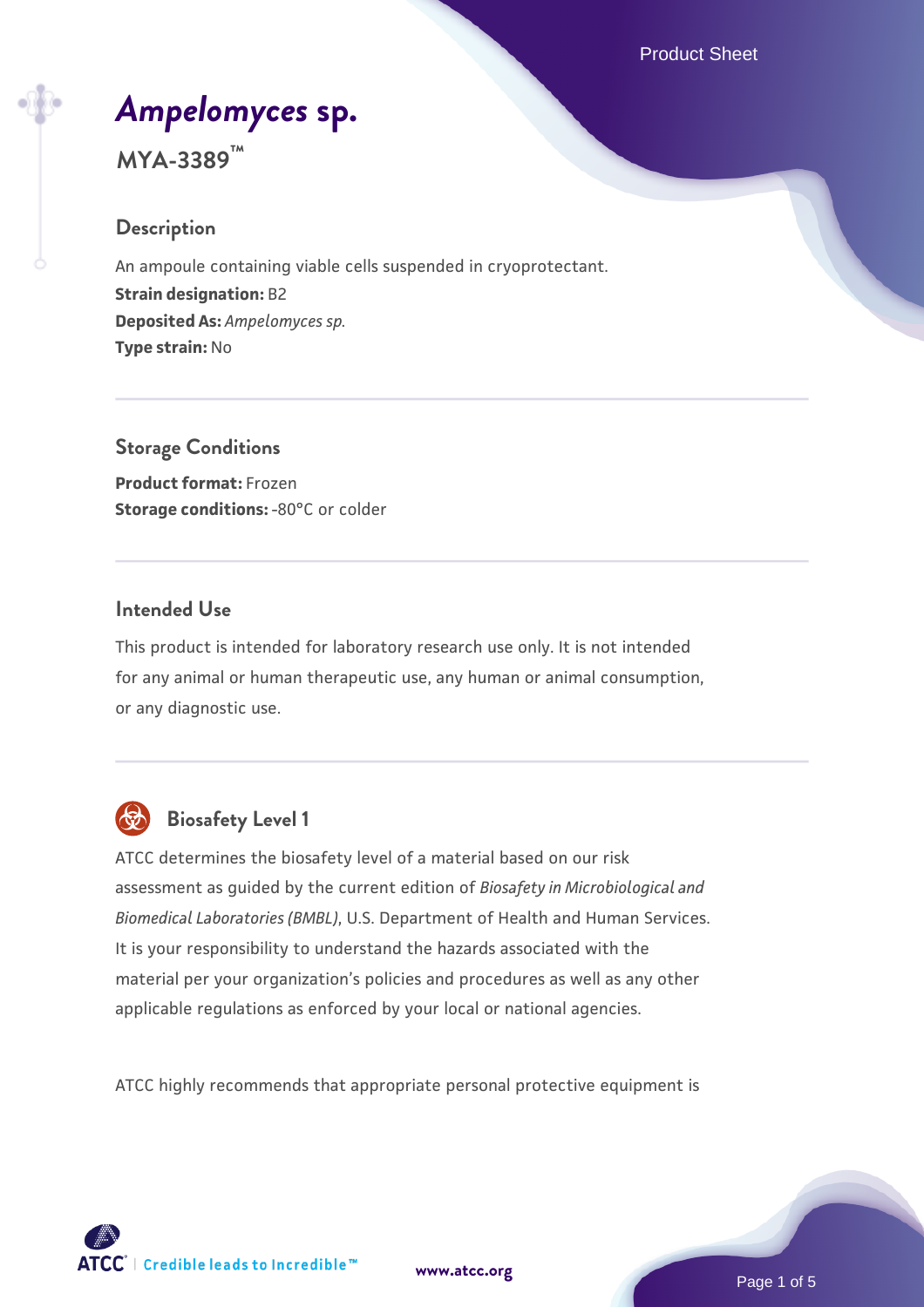# *Ampelomyces* sp.

**MYA-3389™**

## Description

An ampoule containing viable cells suspended in cryoprotectant.

**Strain designation:** B2

**Deposited As:** *Ampelomyces sp.*

**Type strain:** No

## Storage Conditions

**Product format:** Frozen

**Storage conditions:** -80°C or colder

## Intended Use

This product is intended for laboratory research use only. It is not intended for any animal or human therapeutic use, any human or animal consumption, or any diagnostic use.

## Biosafety Level 1

ATCC determines the biosafety level of a material based on our risk assessment as guided by the current edition of *Biosafety in Microbiological and Biomedical Laboratories (BMBL)*, U.S. Department of Health and Human Services. It is your responsibility to understand the hazards associated with the material per your organization's policies and procedures as well as any other applicable regulations as enforced by your local or national agencies.

ATCC highly recommends that appropriate personal protective equipment is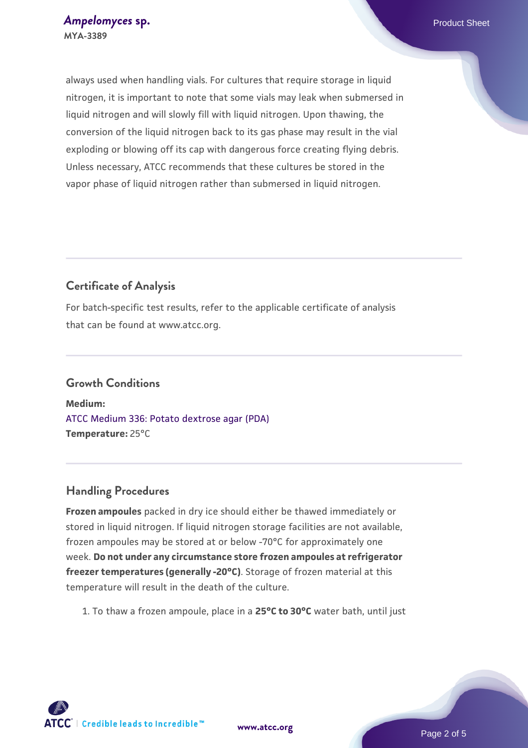always used when handling vials. For cultures that require storage in liquid nitrogen, it is important to note that some vials may leak when submersed in liquid nitrogen and will slowly fill with liquid nitrogen. Upon thawing, the conversion of the liquid nitrogen back to its gas phase may result in the vial exploding or blowing off its cap with dangerous force creating flying debris. Unless necessary, ATCC recommends that these cultures be stored in the vapor phase of liquid nitrogen rather than submersed in liquid nitrogen.

## Certificate of Analysis

For batch-specific test results, refer to the applicable certificate of analysis that can be found at www.atcc.org.

## Growth Conditions

**Medium:**
ATCC Medium 336: Potato dextrose agar (PDA)
**Temperature:** 25°C

## Handling Procedures

**Frozen ampoules** packed in dry ice should either be thawed immediately or stored in liquid nitrogen. If liquid nitrogen storage facilities are not available, frozen ampoules may be stored at or below -70°C for approximately one week. **Do not under any circumstance store frozen ampoules at refrigerator freezer temperatures (generally -20°C)**. Storage of frozen material at this temperature will result in the death of the culture.

1. To thaw a frozen ampoule, place in a **25°C to 30°C** water bath, until just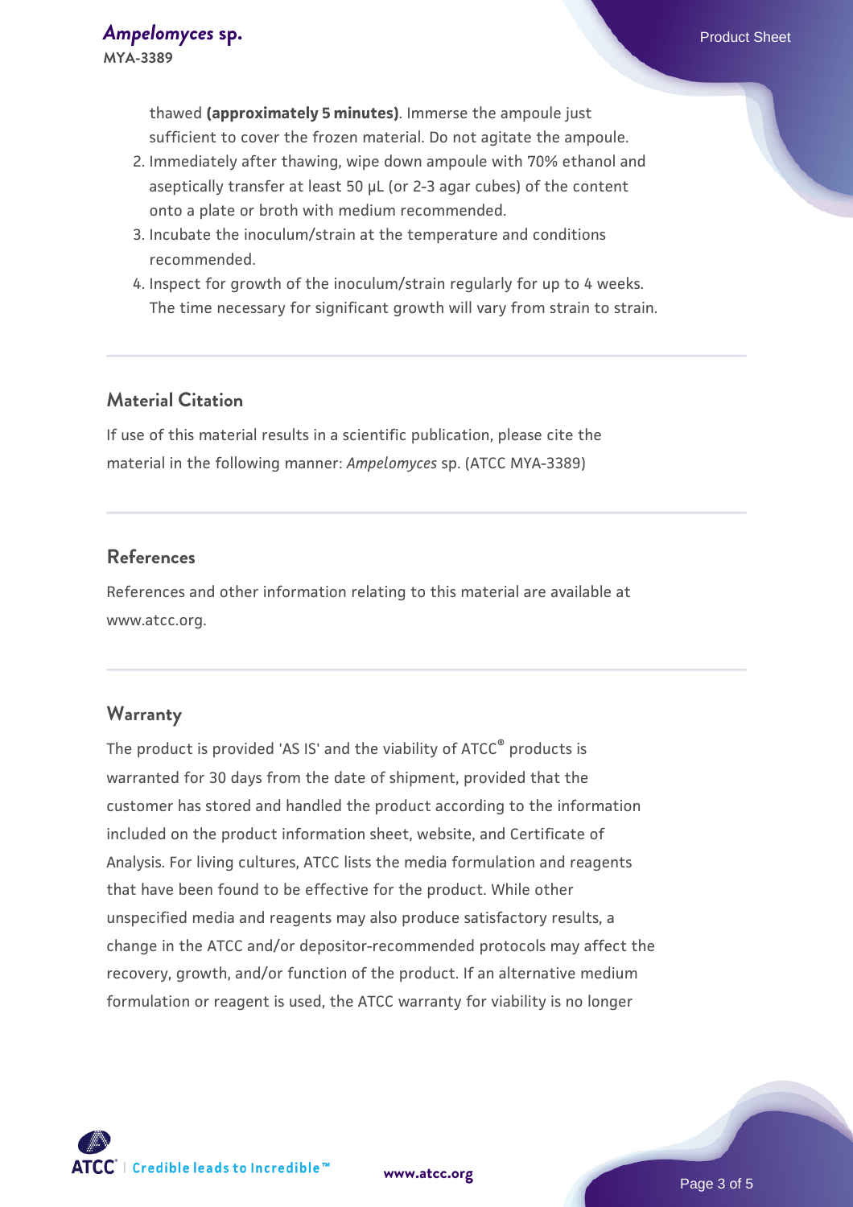thawed **(approximately 5 minutes)**. Immerse the ampoule just sufficient to cover the frozen material. Do not agitate the ampoule.

2. Immediately after thawing, wipe down ampoule with 70% ethanol and aseptically transfer at least 50 µL (or 2-3 agar cubes) of the content onto a plate or broth with medium recommended.
3. Incubate the inoculum/strain at the temperature and conditions recommended.
4. Inspect for growth of the inoculum/strain regularly for up to 4 weeks. The time necessary for significant growth will vary from strain to strain.

## Material Citation

If use of this material results in a scientific publication, please cite the material in the following manner: *Ampelomyces* sp. (ATCC MYA-3389)

## References

References and other information relating to this material are available at www.atcc.org.

## Warranty

The product is provided 'AS IS' and the viability of ATCC® products is warranted for 30 days from the date of shipment, provided that the customer has stored and handled the product according to the information included on the product information sheet, website, and Certificate of Analysis. For living cultures, ATCC lists the media formulation and reagents that have been found to be effective for the product. While other unspecified media and reagents may also produce satisfactory results, a change in the ATCC and/or depositor-recommended protocols may affect the recovery, growth, and/or function of the product. If an alternative medium formulation or reagent is used, the ATCC warranty for viability is no longer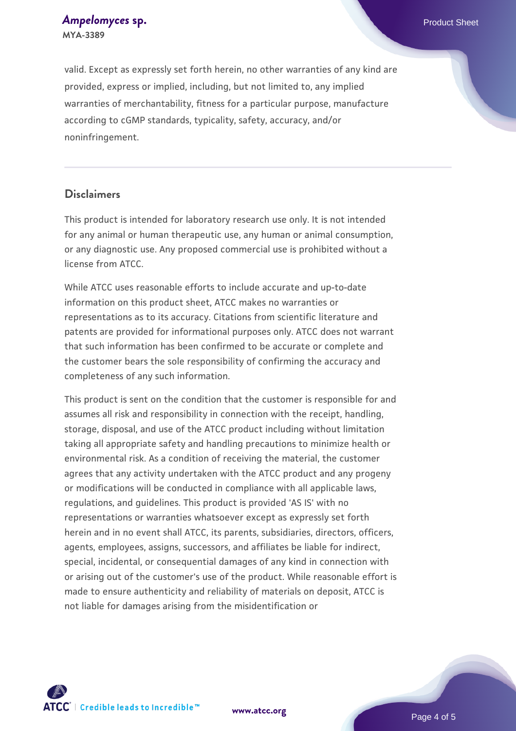valid. Except as expressly set forth herein, no other warranties of any kind are provided, express or implied, including, but not limited to, any implied warranties of merchantability, fitness for a particular purpose, manufacture according to cGMP standards, typicality, safety, accuracy, and/or noninfringement.

## Disclaimers

This product is intended for laboratory research use only. It is not intended for any animal or human therapeutic use, any human or animal consumption, or any diagnostic use. Any proposed commercial use is prohibited without a license from ATCC.

While ATCC uses reasonable efforts to include accurate and up-to-date information on this product sheet, ATCC makes no warranties or representations as to its accuracy. Citations from scientific literature and patents are provided for informational purposes only. ATCC does not warrant that such information has been confirmed to be accurate or complete and the customer bears the sole responsibility of confirming the accuracy and completeness of any such information.

This product is sent on the condition that the customer is responsible for and assumes all risk and responsibility in connection with the receipt, handling, storage, disposal, and use of the ATCC product including without limitation taking all appropriate safety and handling precautions to minimize health or environmental risk. As a condition of receiving the material, the customer agrees that any activity undertaken with the ATCC product and any progeny or modifications will be conducted in compliance with all applicable laws, regulations, and guidelines. This product is provided 'AS IS' with no representations or warranties whatsoever except as expressly set forth herein and in no event shall ATCC, its parents, subsidiaries, directors, officers, agents, employees, assigns, successors, and affiliates be liable for indirect, special, incidental, or consequential damages of any kind in connection with or arising out of the customer's use of the product. While reasonable effort is made to ensure authenticity and reliability of materials on deposit, ATCC is not liable for damages arising from the misidentification or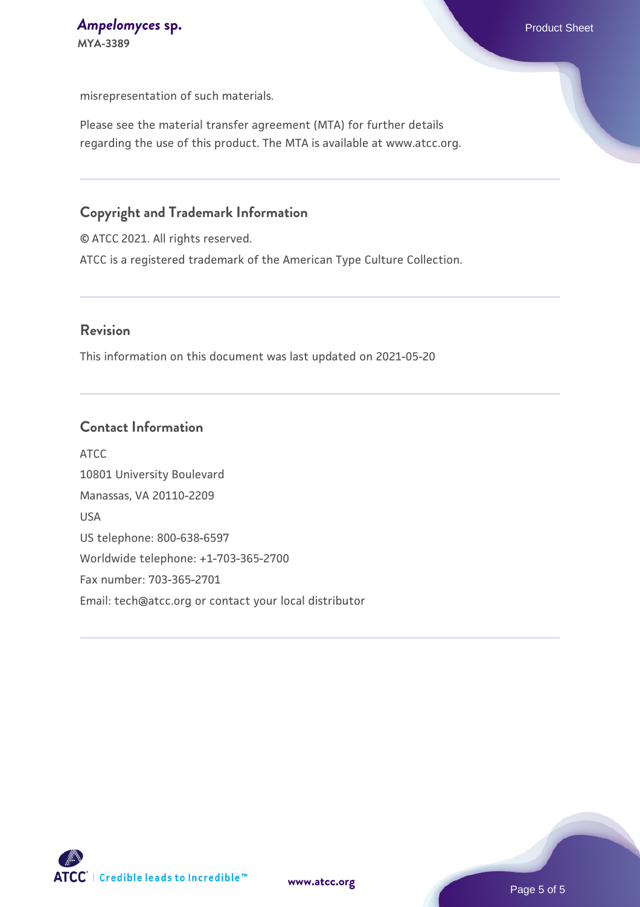misrepresentation of such materials.

Please see the material transfer agreement (MTA) for further details regarding the use of this product. The MTA is available at www.atcc.org.

## Copyright and Trademark Information

© ATCC 2021. All rights reserved.

ATCC is a registered trademark of the American Type Culture Collection.

## Revision

This information on this document was last updated on 2021-05-20

## Contact Information

ATCC
10801 University Boulevard
Manassas, VA 20110-2209
USA
US telephone: 800-638-6597
Worldwide telephone: +1-703-365-2700
Fax number: 703-365-2701
Email: tech@atcc.org or contact your local distributor